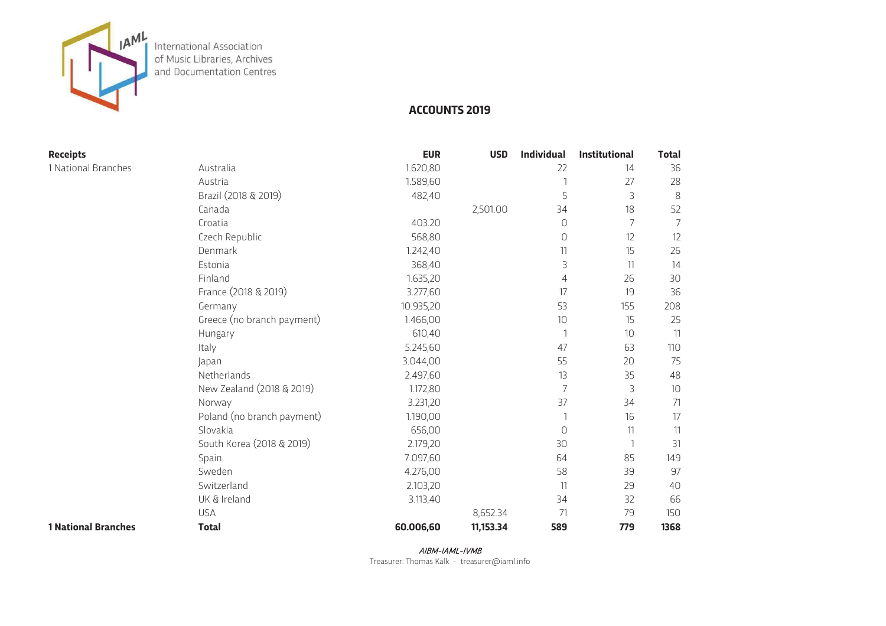International Association of Music Libraries, Archives and Documentation Centres

## ACCOUNTS 2019

| Receipts | | EUR | USD | Individual | Institutional | Total |
|---|---|---|---|---|---|---|
| 1 National Branches | Australia | 1.620,80 | | 22 | 14 | 36 |
| | Austria | 1.589,60 | | 1 | 27 | 28 |
| | Brazil (2018 & 2019) | 482,40 | | 5 | 3 | 8 |
| | Canada | | 2,501.00 | 34 | 18 | 52 |
| | Croatia | 403.20 | | 0 | 7 | 7 |
| | Czech Republic | 568,80 | | 0 | 12 | 12 |
| | Denmark | 1.242,40 | | 11 | 15 | 26 |
| | Estonia | 368,40 | | 3 | 11 | 14 |
| | Finland | 1.635,20 | | 4 | 26 | 30 |
| | France (2018 & 2019) | 3.277,60 | | 17 | 19 | 36 |
| | Germany | 10.935,20 | | 53 | 155 | 208 |
| | Greece (no branch payment) | 1.466,00 | | 10 | 15 | 25 |
| | Hungary | 610,40 | | 1 | 10 | 11 |
| | Italy | 5.245,60 | | 47 | 63 | 110 |
| | Japan | 3.044,00 | | 55 | 20 | 75 |
| | Netherlands | 2.497,60 | | 13 | 35 | 48 |
| | New Zealand (2018 & 2019) | 1.172,80 | | 7 | 3 | 10 |
| | Norway | 3.231,20 | | 37 | 34 | 71 |
| | Poland (no branch payment) | 1.190,00 | | 1 | 16 | 17 |
| | Slovakia | 656,00 | | 0 | 11 | 11 |
| | South Korea (2018 & 2019) | 2.179,20 | | 30 | 1 | 31 |
| | Spain | 7.097,60 | | 64 | 85 | 149 |
| | Sweden | 4.276,00 | | 58 | 39 | 97 |
| | Switzerland | 2.103,20 | | 11 | 29 | 40 |
| | UK & Ireland | 3.113,40 | | 34 | 32 | 66 |
| | USA | | 8,652.34 | 71 | 79 | 150 |
| **1 National Branches** | **Total** | **60.006,60** | **11,153.34** | **589** | **779** | **1368** |

*AIBM-IAML-IVMB*
Treasurer: Thomas Kalk - treasurer@iaml.info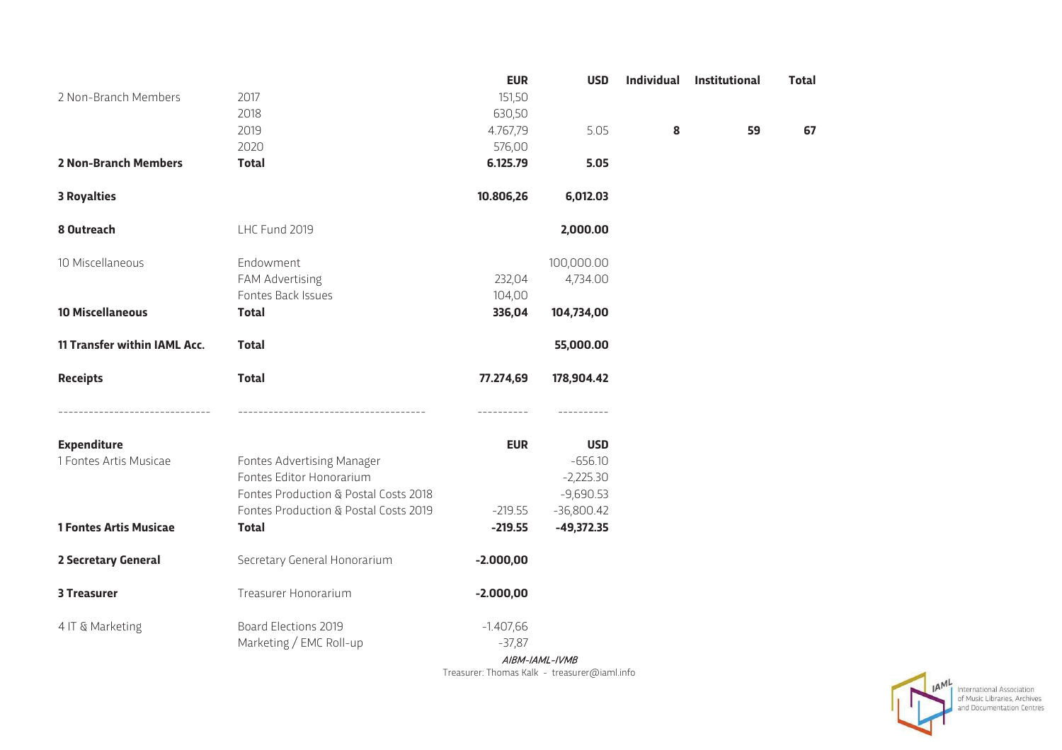| | | EUR | USD | Individual | Institutional | Total |
|---|---|---|---|---|---|---|
| 2 Non-Branch Members | 2017 | 151,50 | | | | |
| | 2018 | 630,50 | | | | |
| | 2019 | 4.767,79 | 5.05 | **8** | **59** | **67** |
| | 2020 | 576,00 | | | | |
| **2 Non-Branch Members** | **Total** | **6.125.79** | **5.05** | | | |
| **3 Royalties** | | **10.806,26** | **6,012.03** | | | |
| **8 Outreach** | LHC Fund 2019 | | **2,000.00** | | | |
| 10 Miscellaneous | Endowment | | 100,000.00 | | | |
| | FAM Advertising | 232,04 | 4,734.00 | | | |
| | Fontes Back Issues | 104,00 | | | | |
| **10 Miscellaneous** | **Total** | **336,04** | **104,734,00** | | | |
| **11 Transfer within IAML Acc.** | **Total** | | **55,000.00** | | | |
| **Receipts** | **Total** | **77.274,69** | **178,904.42** | | | |
| ------------------------------ | ------------------------------------ | ---------- | ---------- | | | |
| **Expenditure** | | **EUR** | **USD** | | | |
| 1 Fontes Artis Musicae | Fontes Advertising Manager | | -656.10 | | | |
| | Fontes Editor Honorarium | | -2,225.30 | | | |
| | Fontes Production & Postal Costs 2018 | | -9,690.53 | | | |
| | Fontes Production & Postal Costs 2019 | -219.55 | -36,800.42 | | | |
| **1 Fontes Artis Musicae** | **Total** | **-219.55** | **-49,372.35** | | | |
| **2 Secretary General** | Secretary General Honorarium | **-2.000,00** | | | | |
| **3 Treasurer** | Treasurer Honorarium | **-2.000,00** | | | | |
| 4 IT & Marketing | Board Elections 2019 | -1.407,66 | | | | |
| | Marketing / EMC Roll-up | -37,87 | | | | |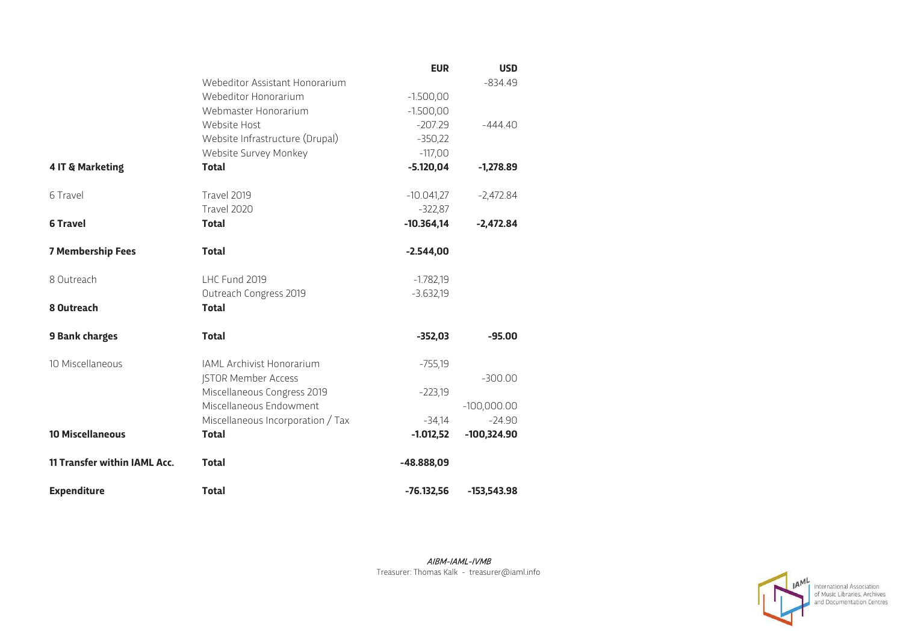| | | EUR | USD |
|---|---|---|---|
| | Webeditor Assistant Honorarium | | -834.49 |
| | Webeditor Honorarium | -1.500,00 | |
| | Webmaster Honorarium | -1.500,00 | |
| | Website Host | -207.29 | -444.40 |
| | Website Infrastructure (Drupal) | -350,22 | |
| | Website Survey Monkey | -117,00 | |
| **4 IT & Marketing** | **Total** | **-5.120,04** | **-1,278.89** |
| 6 Travel | Travel 2019 | -10.041,27 | -2,472.84 |
| | Travel 2020 | -322,87 | |
| **6 Travel** | **Total** | **-10.364,14** | **-2,472.84** |
| **7 Membership Fees** | **Total** | **-2.544,00** | |
| 8 Outreach | LHC Fund 2019 | -1.782,19 | |
| | Outreach Congress 2019 | -3.632,19 | |
| **8 Outreach** | **Total** | | |
| **9 Bank charges** | **Total** | **-352,03** | **-95.00** |
| 10 Miscellaneous | IAML Archivist Honorarium | -755,19 | |
| | JSTOR Member Access | | -300.00 |
| | Miscellaneous Congress 2019 | -223,19 | |
| | Miscellaneous Endowment | | -100,000.00 |
| | Miscellaneous Incorporation / Tax | -34,14 | -24.90 |
| **10 Miscellaneous** | **Total** | **-1.012,52** | **-100,324.90** |
| **11 Transfer within IAML Acc.** | **Total** | **-48.888,09** | |
| **Expenditure** | **Total** | **-76.132,56** | **-153,543.98** |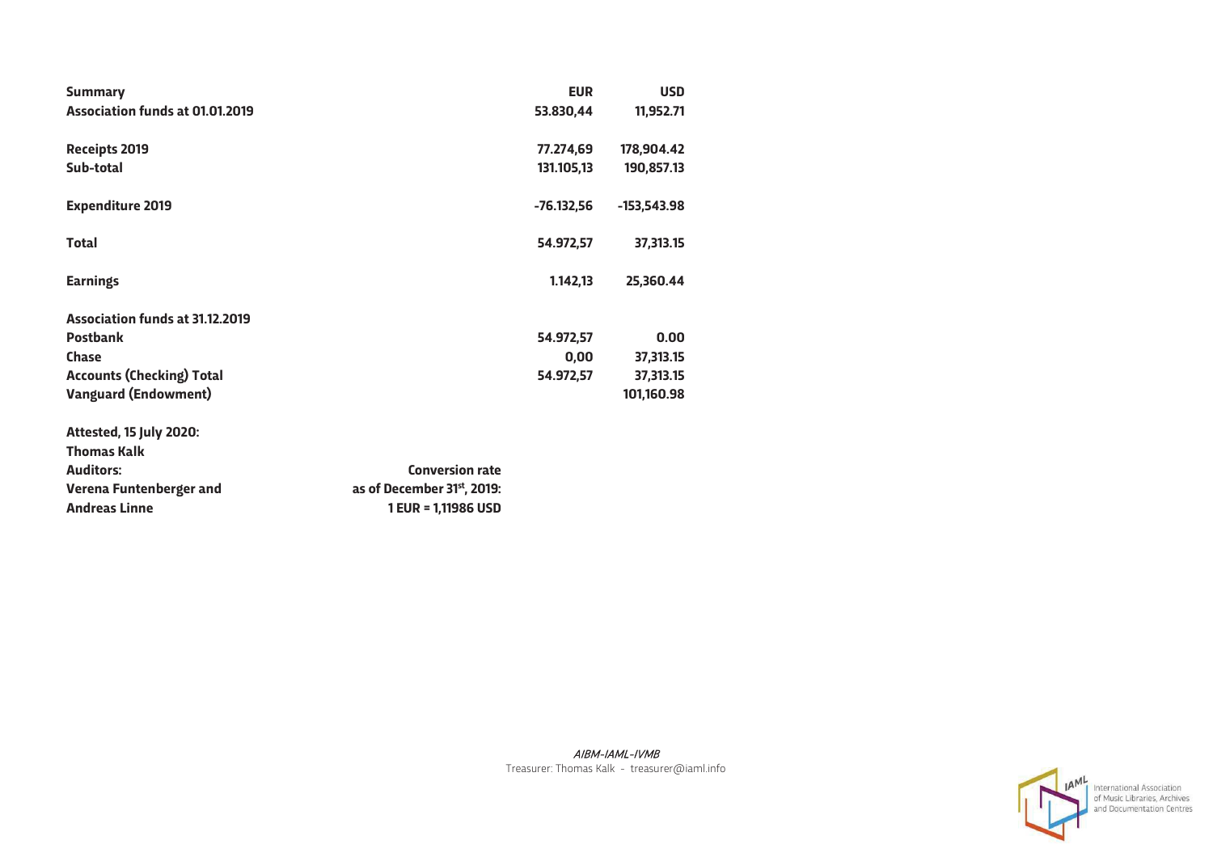| Summary | EUR | USD |
| --- | --- | --- |
| **Association funds at 01.01.2019** | **53.830,44** | **11,952.71** |
| | | |
| **Receipts 2019** | **77.274,69** | **178,904.42** |
| **Sub-total** | **131.105,13** | **190,857.13** |
| | | |
| **Expenditure 2019** | **-76.132,56** | **-153,543.98** |
| | | |
| **Total** | **54.972,57** | **37,313.15** |
| | | |
| **Earnings** | **1.142,13** | **25,360.44** |
| | | |
| **Association funds at 31.12.2019** | | |
| **Postbank** | **54.972,57** | **0.00** |
| **Chase** | **0,00** | **37,313.15** |
| **Accounts (Checking) Total** | **54.972,57** | **37,313.15** |
| **Vanguard (Endowment)** | | **101,160.98** |

**Attested, 15 July 2020:**
**Thomas Kalk**
**Auditors:**
**Verena Funtenberger and**
**Andreas Linne**

**Conversion rate**
**as of December 31st, 2019:**
**1 EUR = 1,11986 USD**

*AIBM-IAML-IVMB*
Treasurer: Thomas Kalk - treasurer@iaml.info

IAML International Association of Music Libraries, Archives and Documentation Centres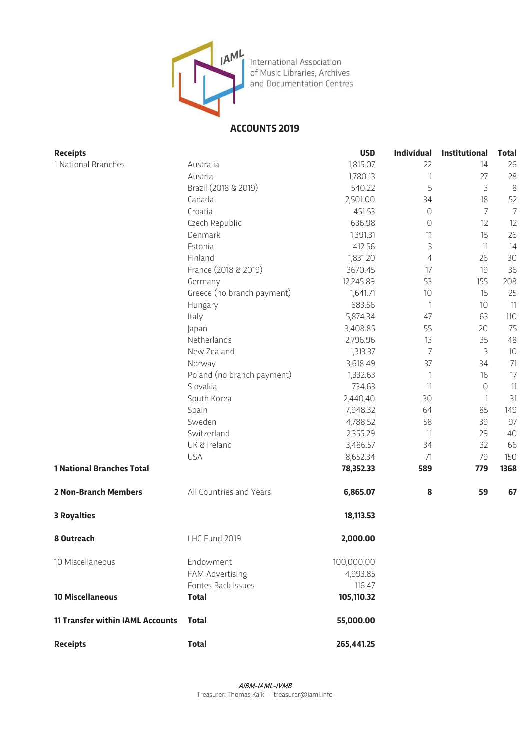International Association of Music Libraries, Archives and Documentation Centres

## ACCOUNTS 2019

| Receipts | | USD | Individual | Institutional | Total |
|---|---|---|---|---|---|
| 1 National Branches | Australia | 1,815.07 | 22 | 14 | 26 |
| | Austria | 1,780.13 | 1 | 27 | 28 |
| | Brazil (2018 & 2019) | 540.22 | 5 | 3 | 8 |
| | Canada | 2,501.00 | 34 | 18 | 52 |
| | Croatia | 451.53 | 0 | 7 | 7 |
| | Czech Republic | 636.98 | 0 | 12 | 12 |
| | Denmark | 1,391.31 | 11 | 15 | 26 |
| | Estonia | 412.56 | 3 | 11 | 14 |
| | Finland | 1,831.20 | 4 | 26 | 30 |
| | France (2018 & 2019) | 3670.45 | 17 | 19 | 36 |
| | Germany | 12,245.89 | 53 | 155 | 208 |
| | Greece (no branch payment) | 1,641.71 | 10 | 15 | 25 |
| | Hungary | 683.56 | 1 | 10 | 11 |
| | Italy | 5,874.34 | 47 | 63 | 110 |
| | Japan | 3,408.85 | 55 | 20 | 75 |
| | Netherlands | 2,796.96 | 13 | 35 | 48 |
| | New Zealand | 1,313.37 | 7 | 3 | 10 |
| | Norway | 3,618.49 | 37 | 34 | 71 |
| | Poland (no branch payment) | 1,332.63 | 1 | 16 | 17 |
| | Slovakia | 734.63 | 11 | 0 | 11 |
| | South Korea | 2,440,40 | 30 | 1 | 31 |
| | Spain | 7,948.32 | 64 | 85 | 149 |
| | Sweden | 4,788.52 | 58 | 39 | 97 |
| | Switzerland | 2,355.29 | 11 | 29 | 40 |
| | UK & Ireland | 3,486.57 | 34 | 32 | 66 |
| | USA | 8,652.34 | 71 | 79 | 150 |
| **1 National Branches Total** | | **78,352.33** | **589** | **779** | **1368** |
| **2 Non-Branch Members** | All Countries and Years | **6,865.07** | **8** | **59** | **67** |
| **3 Royalties** | | **18,113.53** | | | |
| **8 Outreach** | LHC Fund 2019 | **2,000.00** | | | |
| 10 Miscellaneous | Endowment | 100,000.00 | | | |
| | FAM Advertising | 4,993.85 | | | |
| | Fontes Back Issues | 116.47 | | | |
| **10 Miscellaneous** | **Total** | **105,110.32** | | | |
| **11 Transfer within IAML Accounts** | **Total** | **55,000.00** | | | |
| **Receipts** | **Total** | **265,441.25** | | | |

*AIBM-IAML-IVMB*
Treasurer: Thomas Kalk - treasurer@iaml.info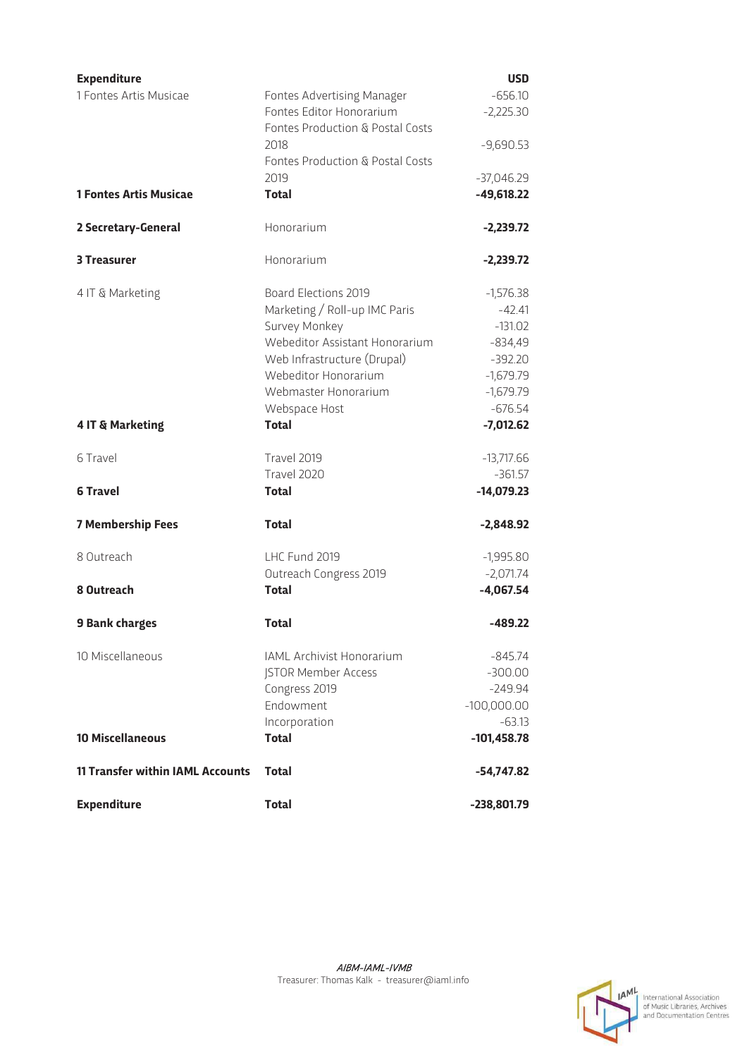| Expenditure | | USD |
|---|---|---|
| 1 Fontes Artis Musicae | Fontes Advertising Manager | -656.10 |
| | Fontes Editor Honorarium | -2,225.30 |
| | Fontes Production & Postal Costs 2018 | -9,690.53 |
| | Fontes Production & Postal Costs 2019 | -37,046.29 |
| **1 Fontes Artis Musicae** | **Total** | **-49,618.22** |
| **2 Secretary-General** | Honorarium | **-2,239.72** |
| **3 Treasurer** | Honorarium | **-2,239.72** |
| 4 IT & Marketing | Board Elections 2019 | -1,576.38 |
| | Marketing / Roll-up IMC Paris | -42.41 |
| | Survey Monkey | -131.02 |
| | Webeditor Assistant Honorarium | -834,49 |
| | Web Infrastructure (Drupal) | -392.20 |
| | Webeditor Honorarium | -1,679.79 |
| | Webmaster Honorarium | -1,679.79 |
| | Webspace Host | -676.54 |
| **4 IT & Marketing** | **Total** | **-7,012.62** |
| 6 Travel | Travel 2019 | -13,717.66 |
| | Travel 2020 | -361.57 |
| **6 Travel** | **Total** | **-14,079.23** |
| **7 Membership Fees** | **Total** | **-2,848.92** |
| 8 Outreach | LHC Fund 2019 | -1,995.80 |
| | Outreach Congress 2019 | -2,071.74 |
| **8 Outreach** | **Total** | **-4,067.54** |
| **9 Bank charges** | **Total** | **-489.22** |
| 10 Miscellaneous | IAML Archivist Honorarium | -845.74 |
| | JSTOR Member Access | -300.00 |
| | Congress 2019 | -249.94 |
| | Endowment | -100,000.00 |
| | Incorporation | -63.13 |
| **10 Miscellaneous** | **Total** | **-101,458.78** |
| **11 Transfer within IAML Accounts** | **Total** | **-54,747.82** |
| **Expenditure** | **Total** | **-238,801.79** |

*AIBM-IAML-IVMB*
Treasurer: Thomas Kalk - treasurer@iaml.info

IAML International Association of Music Libraries, Archives and Documentation Centres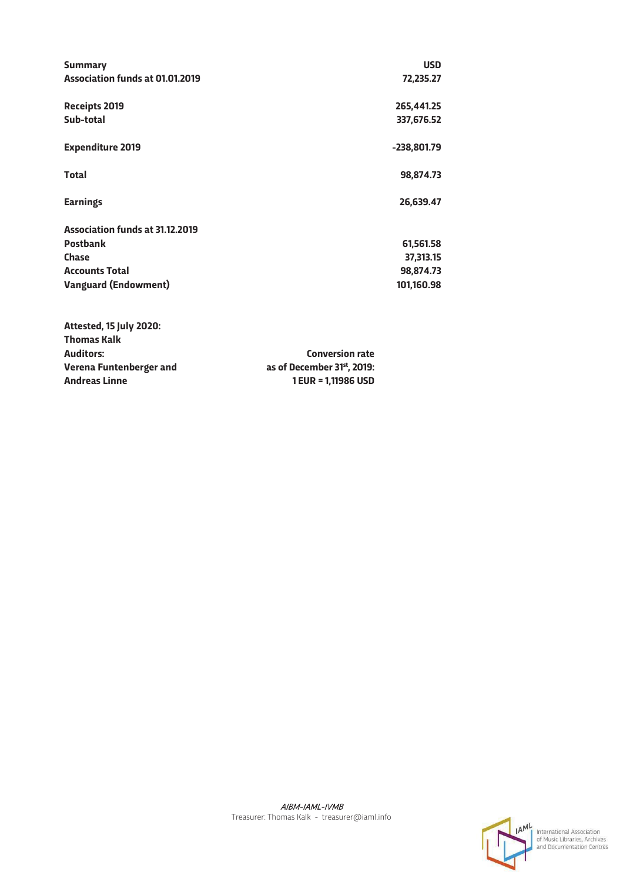| | |
|---|---|
| **Summary** | **USD** |
| **Association funds at 01.01.2019** | **72,235.27** |
| | |
| **Receipts 2019** | **265,441.25** |
| **Sub-total** | **337,676.52** |
| | |
| **Expenditure 2019** | **-238,801.79** |
| | |
| **Total** | **98,874.73** |
| | |
| **Earnings** | **26,639.47** |
| | |
| **Association funds at 31.12.2019** | |
| **Postbank** | **61,561.58** |
| **Chase** | **37,313.15** |
| **Accounts Total** | **98,874.73** |
| **Vanguard (Endowment)** | **101,160.98** |

**Attested, 15 July 2020:**
**Thomas Kalk**
**Auditors:**
**Verena Funtenberger and**
**Andreas Linne**

**Conversion rate**
**as of December 31st, 2019:**
**1 EUR = 1,11986 USD**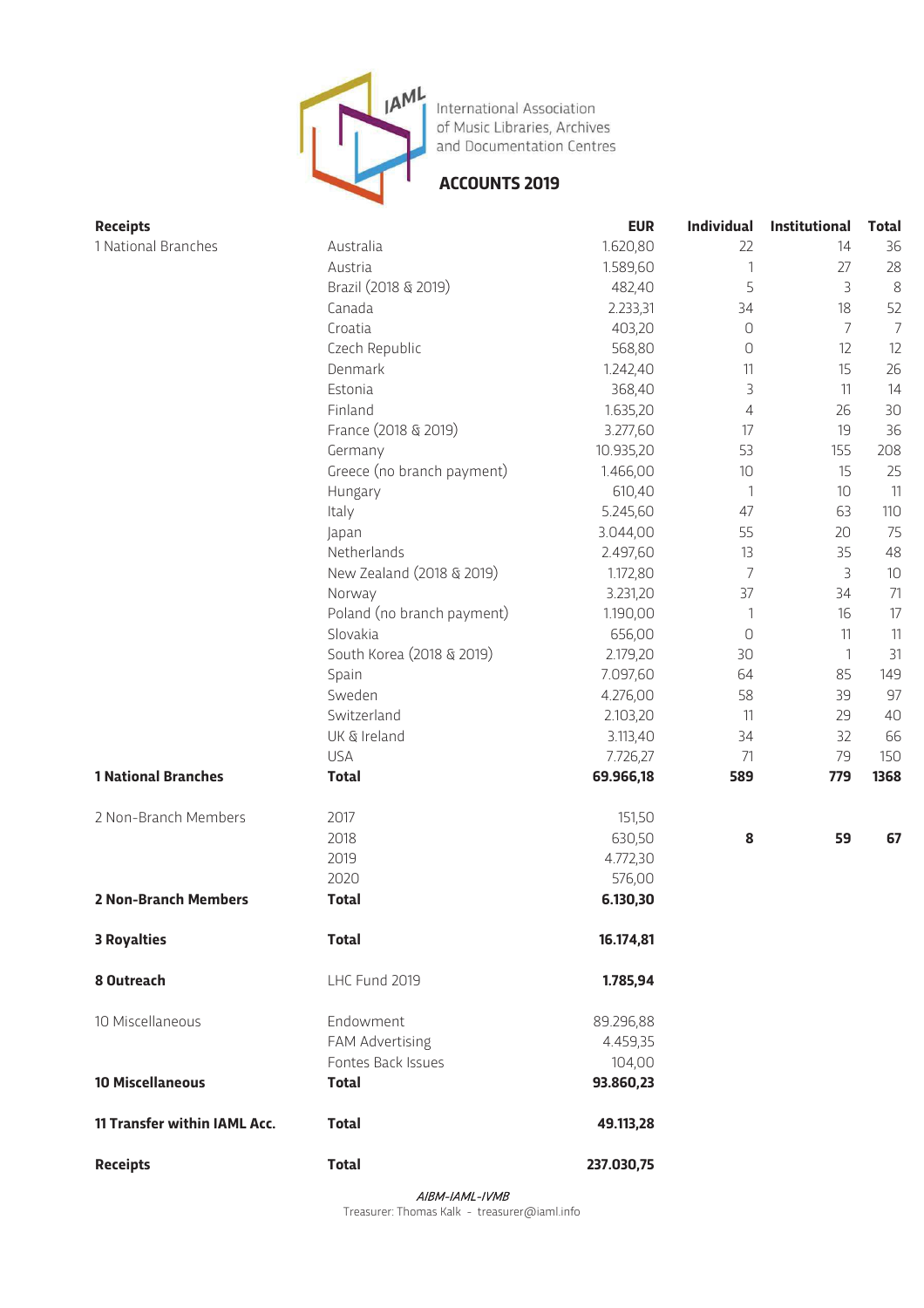International Association of Music Libraries, Archives and Documentation Centres

## ACCOUNTS 2019

| Receipts | | EUR | Individual | Institutional | Total |
|---|---|---|---|---|---|
| 1 National Branches | Australia | 1.620,80 | 22 | 14 | 36 |
| | Austria | 1.589,60 | 1 | 27 | 28 |
| | Brazil (2018 & 2019) | 482,40 | 5 | 3 | 8 |
| | Canada | 2.233,31 | 34 | 18 | 52 |
| | Croatia | 403,20 | 0 | 7 | 7 |
| | Czech Republic | 568,80 | 0 | 12 | 12 |
| | Denmark | 1.242,40 | 11 | 15 | 26 |
| | Estonia | 368,40 | 3 | 11 | 14 |
| | Finland | 1.635,20 | 4 | 26 | 30 |
| | France (2018 & 2019) | 3.277,60 | 17 | 19 | 36 |
| | Germany | 10.935,20 | 53 | 155 | 208 |
| | Greece (no branch payment) | 1.466,00 | 10 | 15 | 25 |
| | Hungary | 610,40 | 1 | 10 | 11 |
| | Italy | 5.245,60 | 47 | 63 | 110 |
| | Japan | 3.044,00 | 55 | 20 | 75 |
| | Netherlands | 2.497,60 | 13 | 35 | 48 |
| | New Zealand (2018 & 2019) | 1.172,80 | 7 | 3 | 10 |
| | Norway | 3.231,20 | 37 | 34 | 71 |
| | Poland (no branch payment) | 1.190,00 | 1 | 16 | 17 |
| | Slovakia | 656,00 | 0 | 11 | 11 |
| | South Korea (2018 & 2019) | 2.179,20 | 30 | 1 | 31 |
| | Spain | 7.097,60 | 64 | 85 | 149 |
| | Sweden | 4.276,00 | 58 | 39 | 97 |
| | Switzerland | 2.103,20 | 11 | 29 | 40 |
| | UK & Ireland | 3.113,40 | 34 | 32 | 66 |
| | USA | 7.726,27 | 71 | 79 | 150 |
| **1 National Branches** | **Total** | **69.966,18** | **589** | **779** | **1368** |
| 2 Non-Branch Members | 2017 | 151,50 | | | |
| | 2018 | 630,50 | **8** | **59** | **67** |
| | 2019 | 4.772,30 | | | |
| | 2020 | 576,00 | | | |
| **2 Non-Branch Members** | **Total** | **6.130,30** | | | |
| **3 Royalties** | **Total** | **16.174,81** | | | |
| **8 Outreach** | LHC Fund 2019 | **1.785,94** | | | |
| 10 Miscellaneous | Endowment | 89.296,88 | | | |
| | FAM Advertising | 4.459,35 | | | |
| | Fontes Back Issues | 104,00 | | | |
| **10 Miscellaneous** | **Total** | **93.860,23** | | | |
| **11 Transfer within IAML Acc.** | **Total** | **49.113,28** | | | |
| **Receipts** | **Total** | **237.030,75** | | | |

*AIBM-IAML-IVMB*
Treasurer: Thomas Kalk - treasurer@iaml.info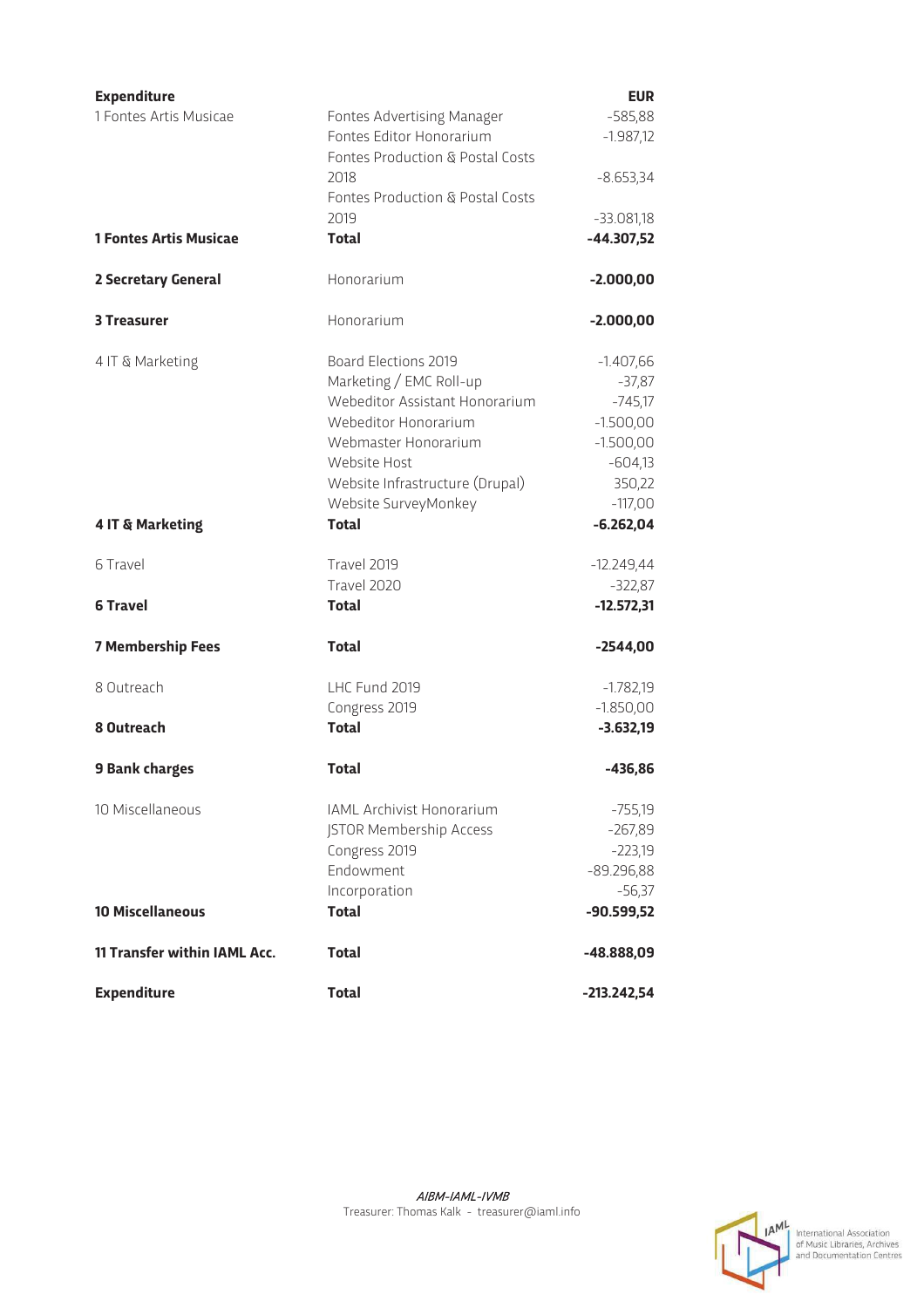| Expenditure | | EUR |
|---|---|---|
| 1 Fontes Artis Musicae | Fontes Advertising Manager | -585,88 |
| | Fontes Editor Honorarium | -1.987,12 |
| | Fontes Production & Postal Costs 2018 | -8.653,34 |
| | Fontes Production & Postal Costs 2019 | -33.081,18 |
| **1 Fontes Artis Musicae** | **Total** | **-44.307,52** |
| **2 Secretary General** | Honorarium | **-2.000,00** |
| **3 Treasurer** | Honorarium | **-2.000,00** |
| 4 IT & Marketing | Board Elections 2019 | -1.407,66 |
| | Marketing / EMC Roll-up | -37,87 |
| | Webeditor Assistant Honorarium | -745,17 |
| | Webeditor Honorarium | -1.500,00 |
| | Webmaster Honorarium | -1.500,00 |
| | Website Host | -604,13 |
| | Website Infrastructure (Drupal) | 350,22 |
| | Website SurveyMonkey | -117,00 |
| **4 IT & Marketing** | **Total** | **-6.262,04** |
| 6 Travel | Travel 2019 | -12.249,44 |
| | Travel 2020 | -322,87 |
| **6 Travel** | **Total** | **-12.572,31** |
| **7 Membership Fees** | **Total** | **-2544,00** |
| 8 Outreach | LHC Fund 2019 | -1.782,19 |
| | Congress 2019 | -1.850,00 |
| **8 Outreach** | **Total** | **-3.632,19** |
| **9 Bank charges** | **Total** | **-436,86** |
| 10 Miscellaneous | IAML Archivist Honorarium | -755,19 |
| | JSTOR Membership Access | -267,89 |
| | Congress 2019 | -223,19 |
| | Endowment | -89.296,88 |
| | Incorporation | -56,37 |
| **10 Miscellaneous** | **Total** | **-90.599,52** |
| **11 Transfer within IAML Acc.** | **Total** | **-48.888,09** |
| **Expenditure** | **Total** | **-213.242,54** |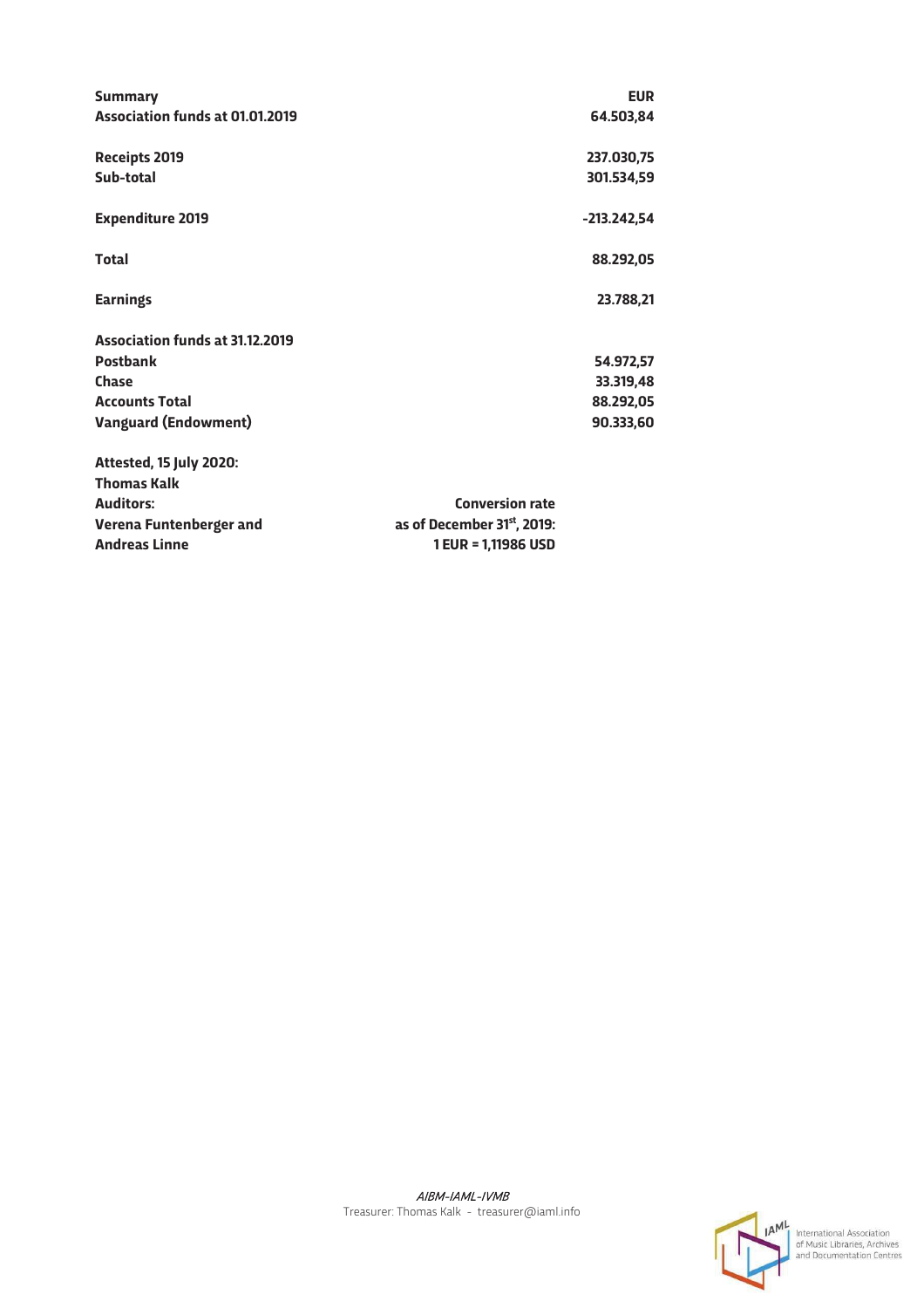| Summary | EUR |
|---|---|
| **Association funds at 01.01.2019** | **64.503,84** |
| | |
| **Receipts 2019** | **237.030,75** |
| **Sub-total** | **301.534,59** |
| | |
| **Expenditure 2019** | **-213.242,54** |
| | |
| **Total** | **88.292,05** |
| | |
| **Earnings** | **23.788,21** |
| | |
| **Association funds at 31.12.2019** | |
| **Postbank** | **54.972,57** |
| **Chase** | **33.319,48** |
| **Accounts Total** | **88.292,05** |
| **Vanguard (Endowment)** | **90.333,60** |

**Attested, 15 July 2020:**
**Thomas Kalk**
**Auditors:**
**Verena Funtenberger and**
**Andreas Linne**

**Conversion rate**
**as of December 31st, 2019:**
**1 EUR = 1,11986 USD**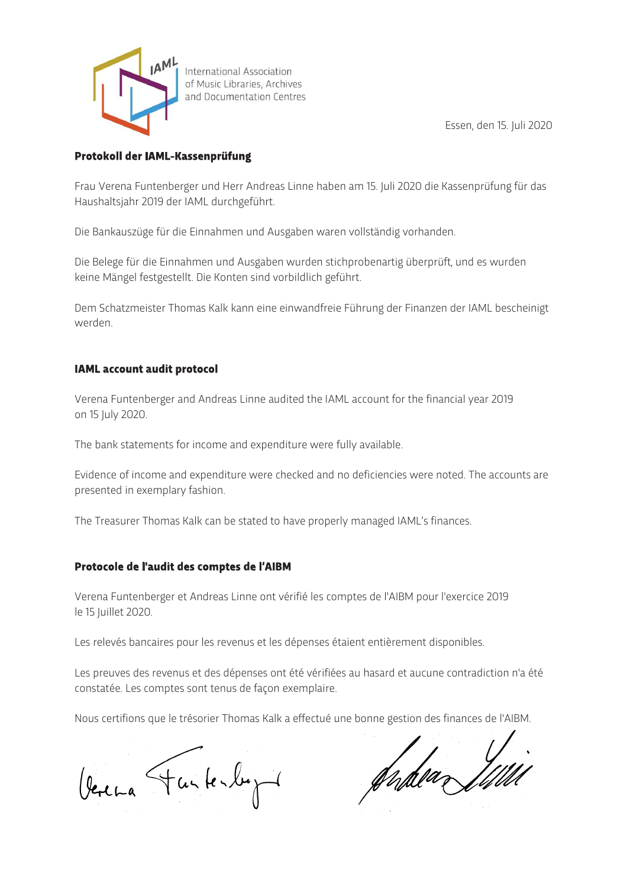IAML International Association of Music Libraries, Archives and Documentation Centres

Essen, den 15. Juli 2020

**Protokoll der IAML-Kassenprüfung**

Frau Verena Funtenberger und Herr Andreas Linne haben am 15. Juli 2020 die Kassenprüfung für das Haushaltsjahr 2019 der IAML durchgeführt.

Die Bankauszüge für die Einnahmen und Ausgaben waren vollständig vorhanden.

Die Belege für die Einnahmen und Ausgaben wurden stichprobenartig überprüft, und es wurden keine Mängel festgestellt. Die Konten sind vorbildlich geführt.

Dem Schatzmeister Thomas Kalk kann eine einwandfreie Führung der Finanzen der IAML bescheinigt werden.

**IAML account audit protocol**

Verena Funtenberger and Andreas Linne audited the IAML account for the financial year 2019 on 15 July 2020.

The bank statements for income and expenditure were fully available.

Evidence of income and expenditure were checked and no deficiencies were noted. The accounts are presented in exemplary fashion.

The Treasurer Thomas Kalk can be stated to have properly managed IAML's finances.

**Protocole de l'audit des comptes de l'AIBM**

Verena Funtenberger et Andreas Linne ont vérifié les comptes de l'AIBM pour l'exercice 2019 le 15 Juillet 2020.

Les relevés bancaires pour les revenus et les dépenses étaient entièrement disponibles.

Les preuves des revenus et des dépenses ont été vérifiées au hasard et aucune contradiction n'a été constatée. Les comptes sont tenus de façon exemplaire.

Nous certifions que le trésorier Thomas Kalk a effectué une bonne gestion des finances de l'AIBM.

Verena Funtenberger     Andreas Linne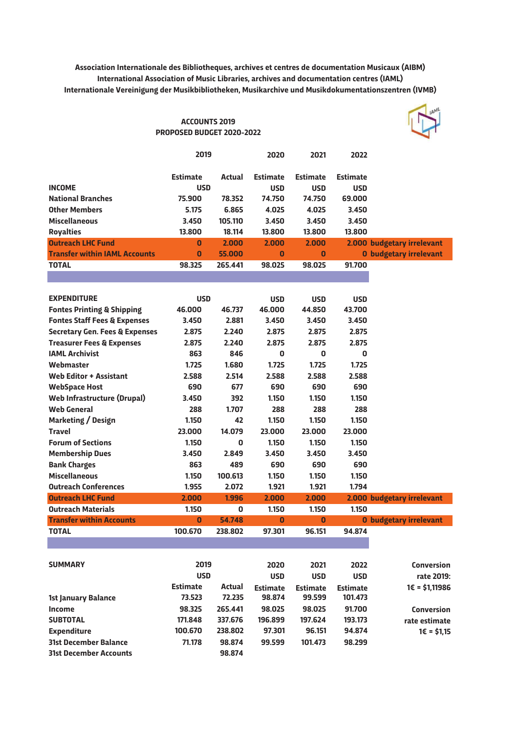**Association Internationale des Bibliotheques, archives et centres de documentation Musicaux (AIBM)**
**International Association of Music Libraries, archives and documentation centres (IAML)**
**Internationale Vereinigung der Musikbibliotheken, Musikarchive und Musikdokumentationszentren (IVMB)**

**ACCOUNTS 2019**
**PROPOSED BUDGET 2020-2022**

| | 2019 | | 2020 | 2021 | 2022 | |
|---|---|---|---|---|---|---|
| | Estimate | Actual | Estimate | Estimate | Estimate | |
| **INCOME** | USD | | USD | USD | USD | |
| National Branches | 75.900 | 78.352 | 74.750 | 74.750 | 69.000 | |
| Other Members | 5.175 | 6.865 | 4.025 | 4.025 | 3.450 | |
| Miscellaneous | 3.450 | 105.110 | 3.450 | 3.450 | 3.450 | |
| Royalties | 13.800 | 18.114 | 13.800 | 13.800 | 13.800 | |
| Outreach LHC Fund | 0 | 2.000 | 2.000 | 2.000 | 2.000 | budgetary irrelevant |
| Transfer within IAML Accounts | 0 | 55.000 | 0 | 0 | 0 | budgetary irrelevant |
| **TOTAL** | 98.325 | 265.441 | 98.025 | 98.025 | 91.700 | |

| **EXPENDITURE** | USD | | USD | USD | USD | |
|---|---|---|---|---|---|---|
| Fontes Printing & Shipping | 46.000 | 46.737 | 46.000 | 44.850 | 43.700 | |
| Fontes Staff Fees & Expenses | 3.450 | 2.881 | 3.450 | 3.450 | 3.450 | |
| Secretary Gen. Fees & Expenses | 2.875 | 2.240 | 2.875 | 2.875 | 2.875 | |
| Treasurer Fees & Expenses | 2.875 | 2.240 | 2.875 | 2.875 | 2.875 | |
| IAML Archivist | 863 | 846 | 0 | 0 | 0 | |
| Webmaster | 1.725 | 1.680 | 1.725 | 1.725 | 1.725 | |
| Web Editor + Assistant | 2.588 | 2.514 | 2.588 | 2.588 | 2.588 | |
| WebSpace Host | 690 | 677 | 690 | 690 | 690 | |
| Web Infrastructure (Drupal) | 3.450 | 392 | 1.150 | 1.150 | 1.150 | |
| Web General | 288 | 1.707 | 288 | 288 | 288 | |
| Marketing / Design | 1.150 | 42 | 1.150 | 1.150 | 1.150 | |
| Travel | 23.000 | 14.079 | 23.000 | 23.000 | 23.000 | |
| Forum of Sections | 1.150 | 0 | 1.150 | 1.150 | 1.150 | |
| Membership Dues | 3.450 | 2.849 | 3.450 | 3.450 | 3.450 | |
| Bank Charges | 863 | 489 | 690 | 690 | 690 | |
| Miscellaneous | 1.150 | 100.613 | 1.150 | 1.150 | 1.150 | |
| Outreach Conferences | 1.955 | 2.072 | 1.921 | 1.921 | 1.794 | |
| Outreach LHC Fund | 2.000 | 1.996 | 2.000 | 2.000 | 2.000 | budgetary irrelevant |
| Outreach Materials | 1.150 | 0 | 1.150 | 1.150 | 1.150 | |
| Transfer within Accounts | 0 | 54.748 | 0 | 0 | 0 | budgetary irrelevant |
| **TOTAL** | 100.670 | 238.802 | 97.301 | 96.151 | 94.874 | |

| **SUMMARY** | 2019 | | 2020 | 2021 | 2022 | |
|---|---|---|---|---|---|---|
| | USD | | USD | USD | USD | |
| | Estimate | Actual | Estimate | Estimate | Estimate | |
| 1st January Balance | 73.523 | 72.235 | 98.874 | 99.599 | 101.473 | |
| Income | 98.325 | 265.441 | 98.025 | 98.025 | 91.700 | |
| SUBTOTAL | 171.848 | 337.676 | 196.899 | 197.624 | 193.173 | |
| Expenditure | 100.670 | 238.802 | 97.301 | 96.151 | 94.874 | |
| 31st December Balance | 71.178 | 98.874 | 99.599 | 101.473 | 98.299 | |
| 31st December Accounts | | 98.874 | | | | |

Conversion rate 2019: 1€ = $1,11986

Conversion rate estimate 1€ = $1,15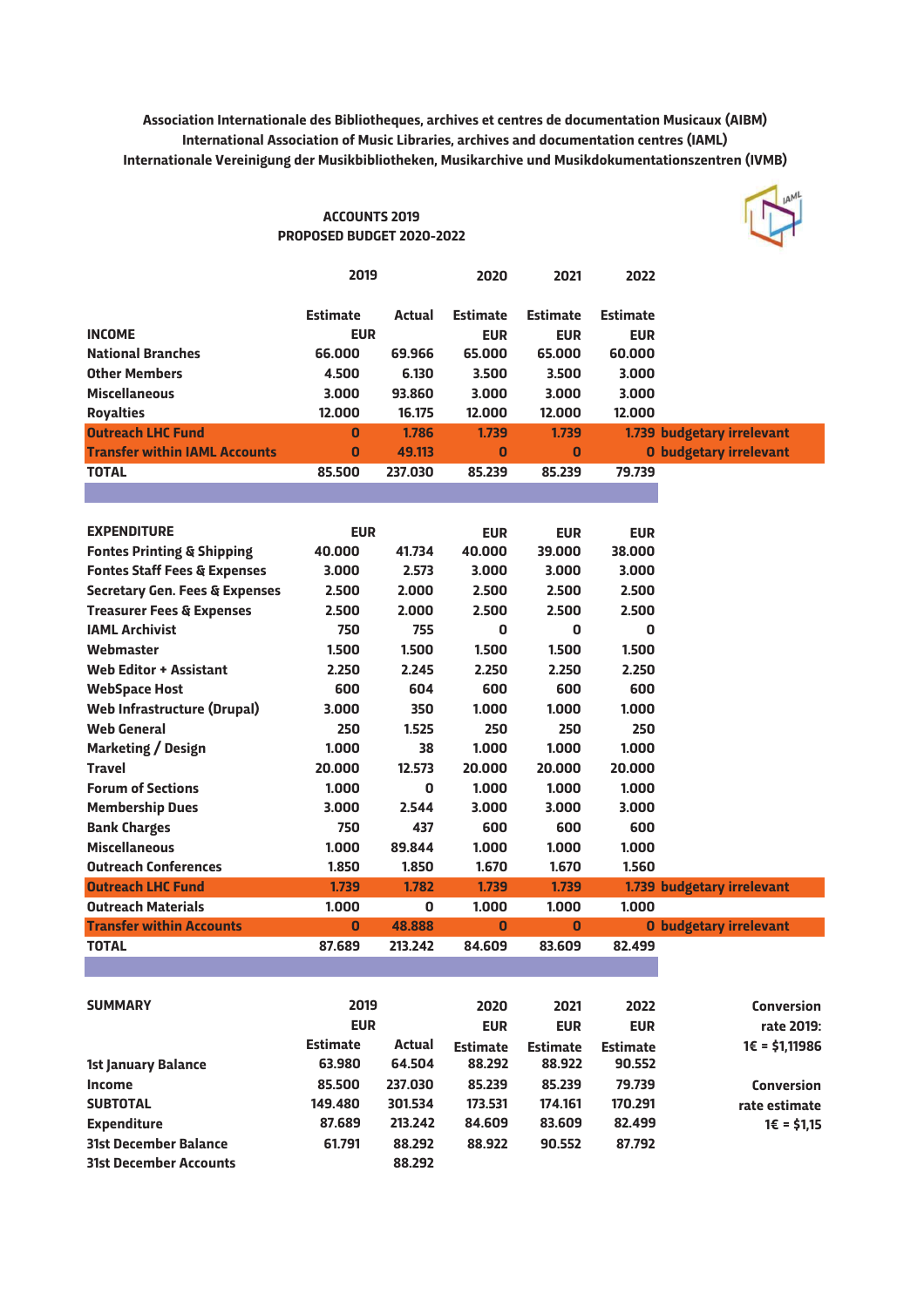**Association Internationale des Bibliotheques, archives et centres de documentation Musicaux (AIBM)**
**International Association of Music Libraries, archives and documentation centres (IAML)**
**Internationale Vereinigung der Musikbibliotheken, Musikarchive und Musikdokumentationszentren (IVMB)**

**ACCOUNTS 2019**
**PROPOSED BUDGET 2020-2022**

| | 2019 | | 2020 | 2021 | 2022 | |
|---|---|---|---|---|---|---|
| | Estimate | Actual | Estimate | Estimate | Estimate | |
| **INCOME** | EUR | | EUR | EUR | EUR | |
| National Branches | 66.000 | 69.966 | 65.000 | 65.000 | 60.000 | |
| Other Members | 4.500 | 6.130 | 3.500 | 3.500 | 3.000 | |
| Miscellaneous | 3.000 | 93.860 | 3.000 | 3.000 | 3.000 | |
| Royalties | 12.000 | 16.175 | 12.000 | 12.000 | 12.000 | |
| Outreach LHC Fund | 0 | 1.786 | 1.739 | 1.739 | 1.739 | budgetary irrelevant |
| Transfer within IAML Accounts | 0 | 49.113 | 0 | 0 | 0 | budgetary irrelevant |
| **TOTAL** | 85.500 | 237.030 | 85.239 | 85.239 | 79.739 | |

| **EXPENDITURE** | EUR | | EUR | EUR | EUR | |
|---|---|---|---|---|---|---|
| Fontes Printing & Shipping | 40.000 | 41.734 | 40.000 | 39.000 | 38.000 | |
| Fontes Staff Fees & Expenses | 3.000 | 2.573 | 3.000 | 3.000 | 3.000 | |
| Secretary Gen. Fees & Expenses | 2.500 | 2.000 | 2.500 | 2.500 | 2.500 | |
| Treasurer Fees & Expenses | 2.500 | 2.000 | 2.500 | 2.500 | 2.500 | |
| IAML Archivist | 750 | 755 | 0 | 0 | 0 | |
| Webmaster | 1.500 | 1.500 | 1.500 | 1.500 | 1.500 | |
| Web Editor + Assistant | 2.250 | 2.245 | 2.250 | 2.250 | 2.250 | |
| WebSpace Host | 600 | 604 | 600 | 600 | 600 | |
| Web Infrastructure (Drupal) | 3.000 | 350 | 1.000 | 1.000 | 1.000 | |
| Web General | 250 | 1.525 | 250 | 250 | 250 | |
| Marketing / Design | 1.000 | 38 | 1.000 | 1.000 | 1.000 | |
| Travel | 20.000 | 12.573 | 20.000 | 20.000 | 20.000 | |
| Forum of Sections | 1.000 | 0 | 1.000 | 1.000 | 1.000 | |
| Membership Dues | 3.000 | 2.544 | 3.000 | 3.000 | 3.000 | |
| Bank Charges | 750 | 437 | 600 | 600 | 600 | |
| Miscellaneous | 1.000 | 89.844 | 1.000 | 1.000 | 1.000 | |
| Outreach Conferences | 1.850 | 1.850 | 1.670 | 1.670 | 1.560 | |
| Outreach LHC Fund | 1.739 | 1.782 | 1.739 | 1.739 | 1.739 | budgetary irrelevant |
| Outreach Materials | 1.000 | 0 | 1.000 | 1.000 | 1.000 | |
| Transfer within Accounts | 0 | 48.888 | 0 | 0 | 0 | budgetary irrelevant |
| **TOTAL** | 87.689 | 213.242 | 84.609 | 83.609 | 82.499 | |

| **SUMMARY** | 2019 | | 2020 | 2021 | 2022 |
|---|---|---|---|---|---|
| | EUR | | EUR | EUR | EUR |
| | Estimate | Actual | Estimate | Estimate | Estimate |
| 1st January Balance | 63.980 | 64.504 | 88.292 | 88.922 | 90.552 |
| Income | 85.500 | 237.030 | 85.239 | 85.239 | 79.739 |
| **SUBTOTAL** | 149.480 | 301.534 | 173.531 | 174.161 | 170.291 |
| Expenditure | 87.689 | 213.242 | 84.609 | 83.609 | 82.499 |
| 31st December Balance | 61.791 | 88.292 | 88.922 | 90.552 | 87.792 |
| 31st December Accounts | | 88.292 | | | |

Conversion rate 2019: 1€ = $1,11986

Conversion rate estimate 1€ = $1,15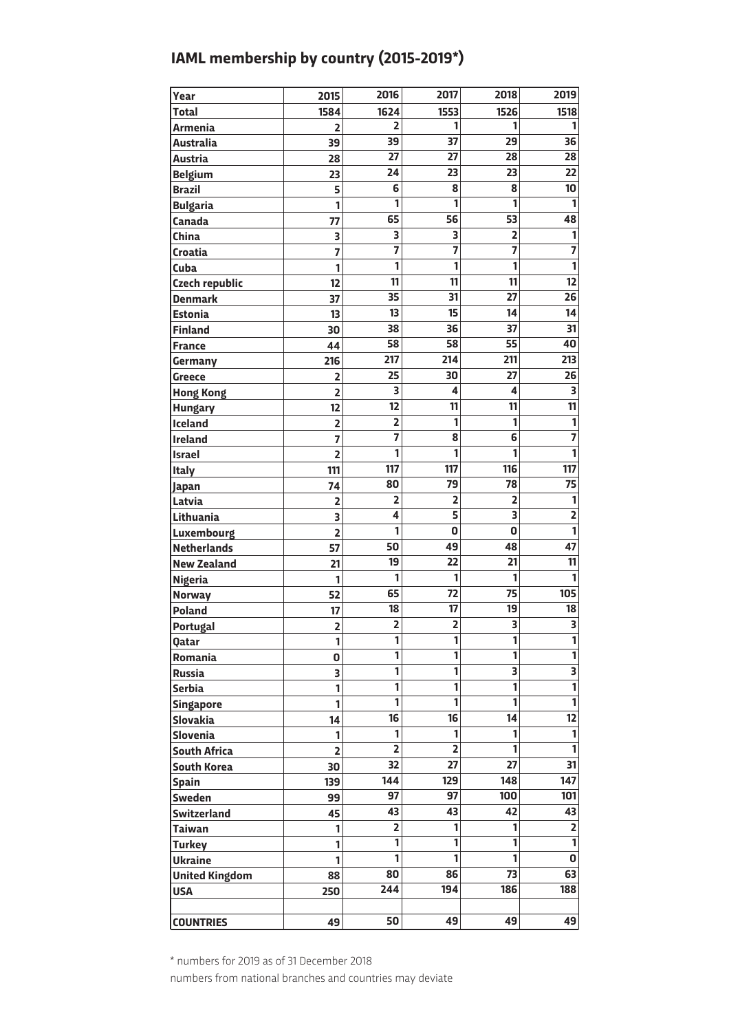# IAML membership by country (2015-2019*)

| Year | 2015 | 2016 | 2017 | 2018 | 2019 |
|---|---|---|---|---|---|
| Total | 1584 | 1624 | 1553 | 1526 | 1518 |
| Armenia | 2 | 2 | 1 | 1 | 1 |
| Australia | 39 | 39 | 37 | 29 | 36 |
| Austria | 28 | 27 | 27 | 28 | 28 |
| Belgium | 23 | 24 | 23 | 23 | 22 |
| Brazil | 5 | 6 | 8 | 8 | 10 |
| Bulgaria | 1 | 1 | 1 | 1 | 1 |
| Canada | 77 | 65 | 56 | 53 | 48 |
| China | 3 | 3 | 3 | 2 | 1 |
| Croatia | 7 | 7 | 7 | 7 | 7 |
| Cuba | 1 | 1 | 1 | 1 | 1 |
| Czech republic | 12 | 11 | 11 | 11 | 12 |
| Denmark | 37 | 35 | 31 | 27 | 26 |
| Estonia | 13 | 13 | 15 | 14 | 14 |
| Finland | 30 | 38 | 36 | 37 | 31 |
| France | 44 | 58 | 58 | 55 | 40 |
| Germany | 216 | 217 | 214 | 211 | 213 |
| Greece | 2 | 25 | 30 | 27 | 26 |
| Hong Kong | 2 | 3 | 4 | 4 | 3 |
| Hungary | 12 | 12 | 11 | 11 | 11 |
| Iceland | 2 | 2 | 1 | 1 | 1 |
| Ireland | 7 | 7 | 8 | 6 | 7 |
| Israel | 2 | 1 | 1 | 1 | 1 |
| Italy | 111 | 117 | 117 | 116 | 117 |
| Japan | 74 | 80 | 79 | 78 | 75 |
| Latvia | 2 | 2 | 2 | 2 | 1 |
| Lithuania | 3 | 4 | 5 | 3 | 2 |
| Luxembourg | 2 | 1 | 0 | 0 | 1 |
| Netherlands | 57 | 50 | 49 | 48 | 47 |
| New Zealand | 21 | 19 | 22 | 21 | 11 |
| Nigeria | 1 | 1 | 1 | 1 | 1 |
| Norway | 52 | 65 | 72 | 75 | 105 |
| Poland | 17 | 18 | 17 | 19 | 18 |
| Portugal | 2 | 2 | 2 | 3 | 3 |
| Qatar | 1 | 1 | 1 | 1 | 1 |
| Romania | 0 | 1 | 1 | 1 | 1 |
| Russia | 3 | 1 | 1 | 3 | 3 |
| Serbia | 1 | 1 | 1 | 1 | 1 |
| Singapore | 1 | 1 | 1 | 1 | 1 |
| Slovakia | 14 | 16 | 16 | 14 | 12 |
| Slovenia | 1 | 1 | 1 | 1 | 1 |
| South Africa | 2 | 2 | 2 | 1 | 1 |
| South Korea | 30 | 32 | 27 | 27 | 31 |
| Spain | 139 | 144 | 129 | 148 | 147 |
| Sweden | 99 | 97 | 97 | 100 | 101 |
| Switzerland | 45 | 43 | 43 | 42 | 43 |
| Taiwan | 1 | 2 | 1 | 1 | 2 |
| Turkey | 1 | 1 | 1 | 1 | 1 |
| Ukraine | 1 | 1 | 1 | 1 | 0 |
| United Kingdom | 88 | 80 | 86 | 73 | 63 |
| USA | 250 | 244 | 194 | 186 | 188 |
| | | | | | |
| COUNTRIES | 49 | 50 | 49 | 49 | 49 |

* numbers for 2019 as of 31 December 2018

numbers from national branches and countries may deviate